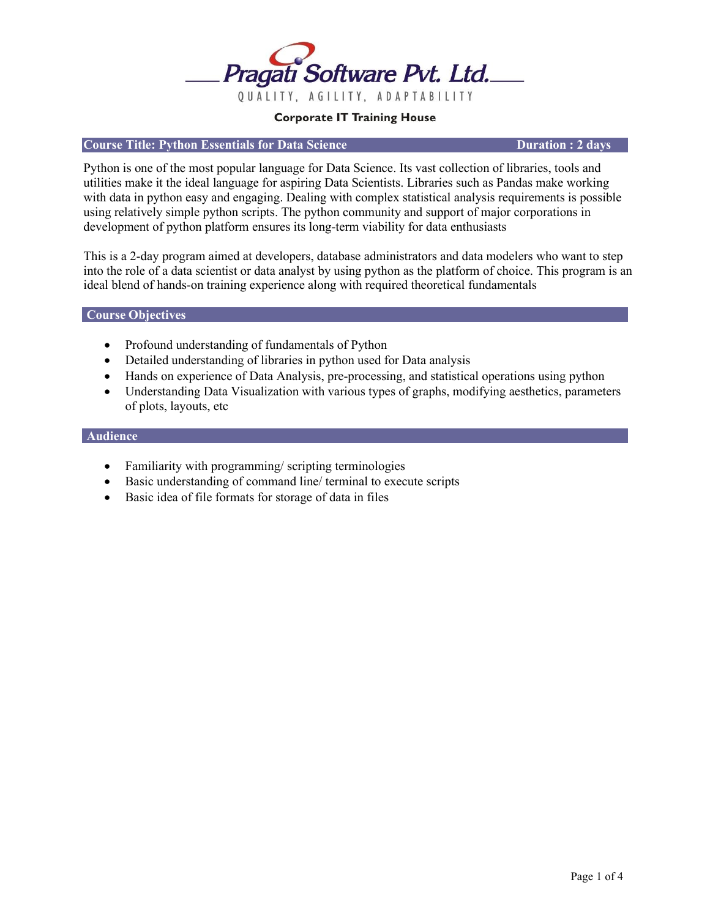# Pragati Software Pvt. Ltd.

QUALITY, AGILITY, ADAPTABILITY

**Corporate IT Training House**

## Course Title: Python Essentials for Data Science — Duration : 2 days

Python is one of the most popular language for Data Science. Its vast collection of libraries, tools and utilities make it the ideal language for aspiring Data Scientists. Libraries such as Pandas make working with data in python easy and engaging. Dealing with complex statistical analysis requirements is possible using relatively simple python scripts. The python community and support of major corporations in development of python platform ensures its long-term viability for data enthusiasts

This is a 2-day program aimed at developers, database administrators and data modelers who want to step into the role of a data scientist or data analyst by using python as the platform of choice. This program is an ideal blend of hands-on training experience along with required theoretical fundamentals

## Course Objectives

- Profound understanding of fundamentals of Python
- Detailed understanding of libraries in python used for Data analysis
- Hands on experience of Data Analysis, pre-processing, and statistical operations using python
- Understanding Data Visualization with various types of graphs, modifying aesthetics, parameters of plots, layouts, etc

## Audience

- Familiarity with programming/ scripting terminologies
- Basic understanding of command line/ terminal to execute scripts
- Basic idea of file formats for storage of data in files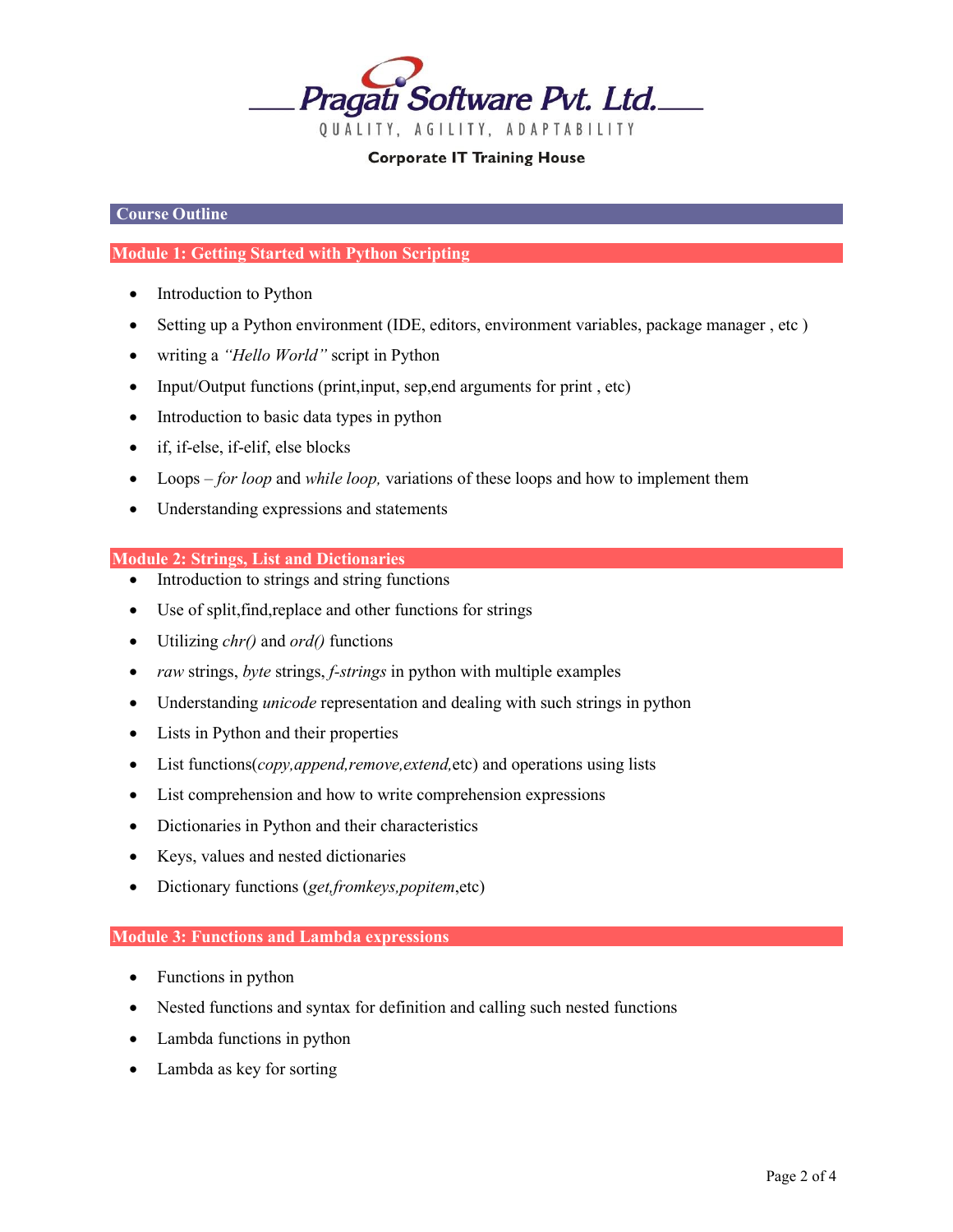Pragati Software Pvt. Ltd.

QUALITY, AGILITY, ADAPTABILITY

**Corporate IT Training House**

## Course Outline

### Module 1: Getting Started with Python Scripting

- Introduction to Python
- Setting up a Python environment (IDE, editors, environment variables, package manager , etc )
- writing a *"Hello World"* script in Python
- Input/Output functions (print,input, sep,end arguments for print , etc)
- Introduction to basic data types in python
- if, if-else, if-elif, else blocks
- Loops – *for loop* and *while loop,* variations of these loops and how to implement them
- Understanding expressions and statements

### Module 2: Strings, List and Dictionaries

- Introduction to strings and string functions
- Use of split,find,replace and other functions for strings
- Utilizing *chr()* and *ord()* functions
- *raw* strings, *byte* strings, *f-strings* in python with multiple examples
- Understanding *unicode* representation and dealing with such strings in python
- Lists in Python and their properties
- List functions(*copy,append,remove,extend,*etc) and operations using lists
- List comprehension and how to write comprehension expressions
- Dictionaries in Python and their characteristics
- Keys, values and nested dictionaries
- Dictionary functions (*get,fromkeys,popitem*,etc)

### Module 3: Functions and Lambda expressions

- Functions in python
- Nested functions and syntax for definition and calling such nested functions
- Lambda functions in python
- Lambda as key for sorting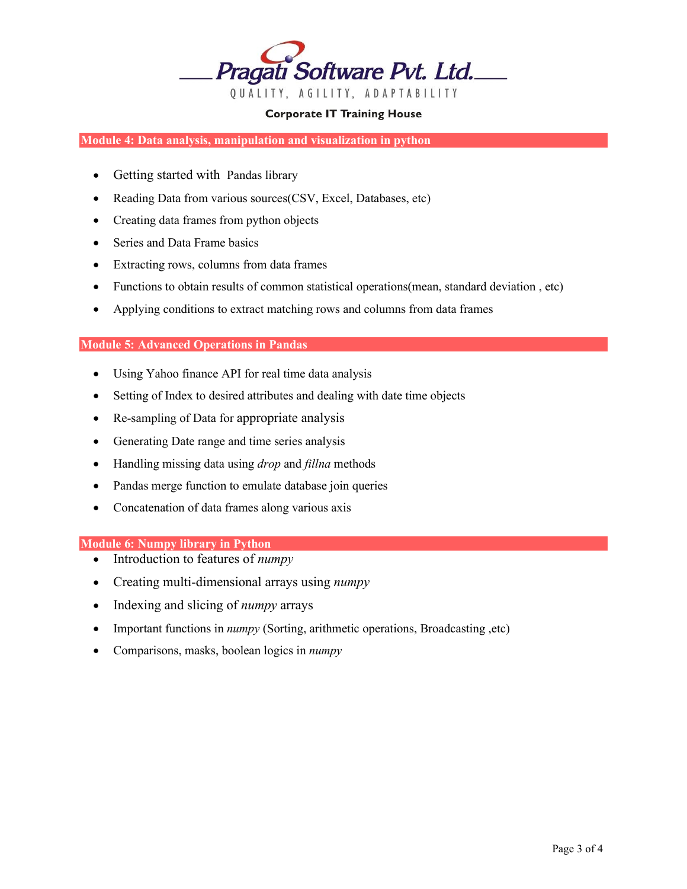## Module 4: Data analysis, manipulation and visualization in python

- Getting started with Pandas library
- Reading Data from various sources(CSV, Excel, Databases, etc)
- Creating data frames from python objects
- Series and Data Frame basics
- Extracting rows, columns from data frames
- Functions to obtain results of common statistical operations(mean, standard deviation , etc)
- Applying conditions to extract matching rows and columns from data frames

## Module 5: Advanced Operations in Pandas

- Using Yahoo finance API for real time data analysis
- Setting of Index to desired attributes and dealing with date time objects
- Re-sampling of Data for appropriate analysis
- Generating Date range and time series analysis
- Handling missing data using *drop* and *fillna* methods
- Pandas merge function to emulate database join queries
- Concatenation of data frames along various axis

## Module 6: Numpy library in Python

- Introduction to features of *numpy*
- Creating multi-dimensional arrays using *numpy*
- Indexing and slicing of *numpy* arrays
- Important functions in *numpy* (Sorting, arithmetic operations, Broadcasting ,etc)
- Comparisons, masks, boolean logics in *numpy*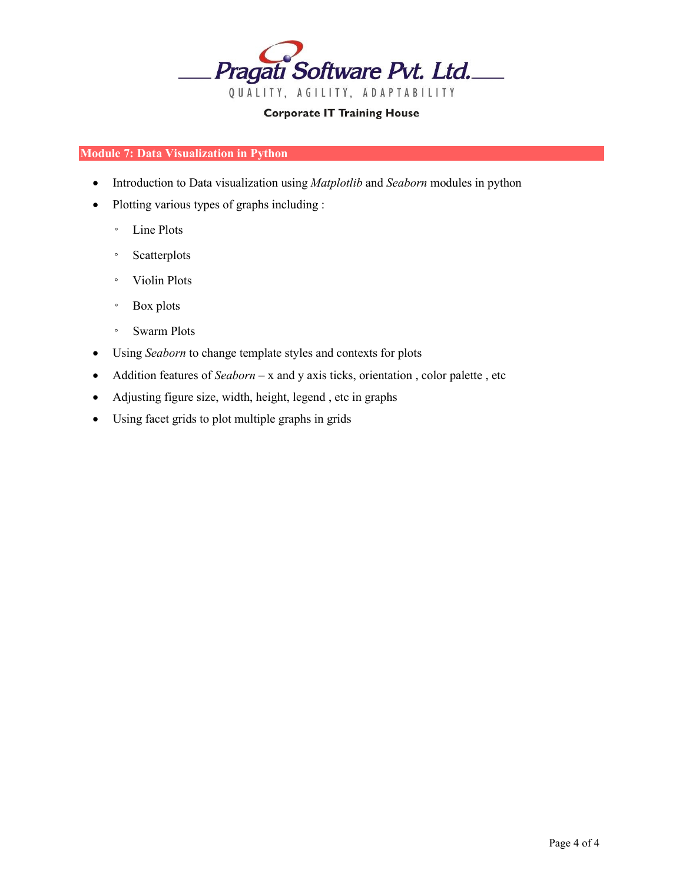Pragati Software Pvt. Ltd.

QUALITY, AGILITY, ADAPTABILITY

**Corporate IT Training House**

## Module 7: Data Visualization in Python

- Introduction to Data visualization using *Matplotlib* and *Seaborn* modules in python
- Plotting various types of graphs including :
  - Line Plots
  - Scatterplots
  - Violin Plots
  - Box plots
  - Swarm Plots
- Using *Seaborn* to change template styles and contexts for plots
- Addition features of *Seaborn* – x and y axis ticks, orientation , color palette , etc
- Adjusting figure size, width, height, legend , etc in graphs
- Using facet grids to plot multiple graphs in grids